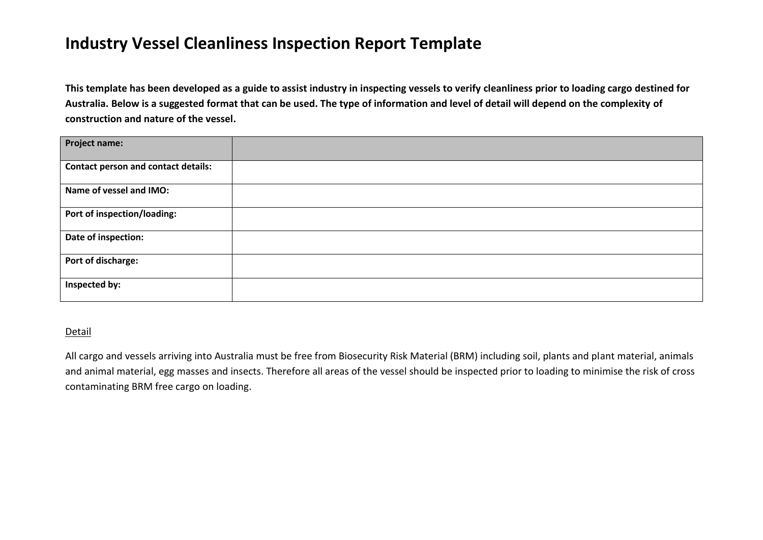# Industry Vessel Cleanliness Inspection Report Template

**This template has been developed as a guide to assist industry in inspecting vessels to verify cleanliness prior to loading cargo destined for Australia. Below is a suggested format that can be used. The type of information and level of detail will depend on the complexity of construction and nature of the vessel.**

| **Project name:** | |
|---|---|
| **Contact person and contact details:** | |
| **Name of vessel and IMO:** | |
| **Port of inspection/loading:** | |
| **Date of inspection:** | |
| **Port of discharge:** | |
| **Inspected by:** | |

<u>Detail</u>

All cargo and vessels arriving into Australia must be free from Biosecurity Risk Material (BRM) including soil, plants and plant material, animals and animal material, egg masses and insects. Therefore all areas of the vessel should be inspected prior to loading to minimise the risk of cross contaminating BRM free cargo on loading.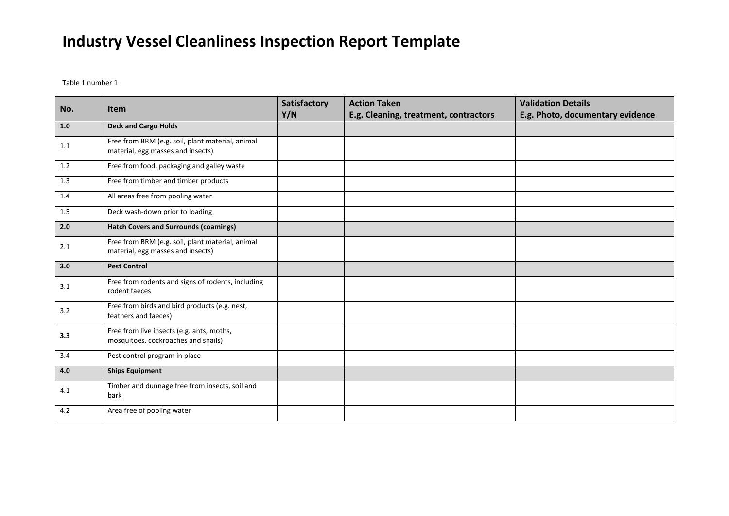# Industry Vessel Cleanliness Inspection Report Template

Table 1 number 1

| No. | Item | Satisfactory Y/N | Action Taken E.g. Cleaning, treatment, contractors | Validation Details E.g. Photo, documentary evidence |
|---|---|---|---|---|
| **1.0** | **Deck and Cargo Holds** | | | |
| 1.1 | Free from BRM (e.g. soil, plant material, animal material, egg masses and insects) | | | |
| 1.2 | Free from food, packaging and galley waste | | | |
| 1.3 | Free from timber and timber products | | | |
| 1.4 | All areas free from pooling water | | | |
| 1.5 | Deck wash-down prior to loading | | | |
| **2.0** | **Hatch Covers and Surrounds (coamings)** | | | |
| 2.1 | Free from BRM (e.g. soil, plant material, animal material, egg masses and insects) | | | |
| **3.0** | **Pest Control** | | | |
| 3.1 | Free from rodents and signs of rodents, including rodent faeces | | | |
| 3.2 | Free from birds and bird products (e.g. nest, feathers and faeces) | | | |
| **3.3** | Free from live insects (e.g. ants, moths, mosquitoes, cockroaches and snails) | | | |
| 3.4 | Pest control program in place | | | |
| **4.0** | **Ships Equipment** | | | |
| 4.1 | Timber and dunnage free from insects, soil and bark | | | |
| 4.2 | Area free of pooling water | | | |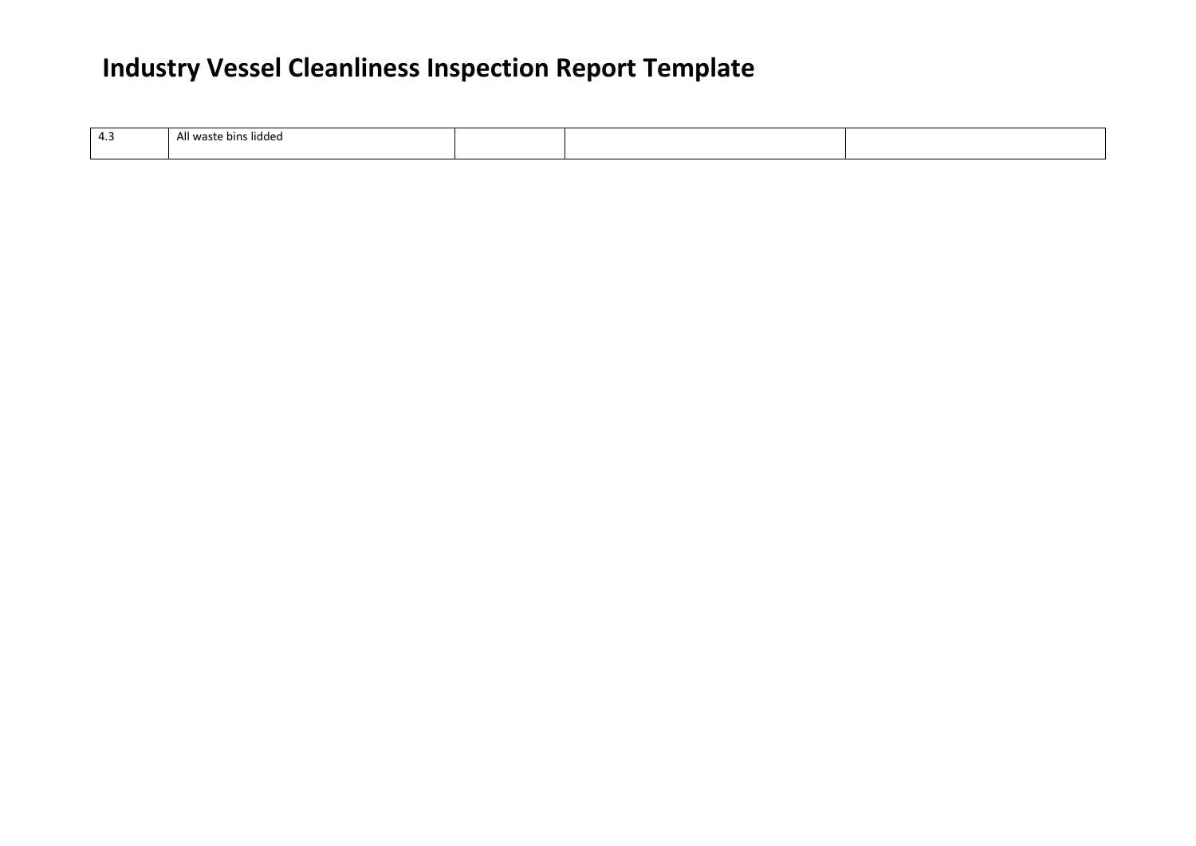# Industry Vessel Cleanliness Inspection Report Template

| | | | | |
|---|---|---|---|---|
| 4.3 | All waste bins lidded | | | |